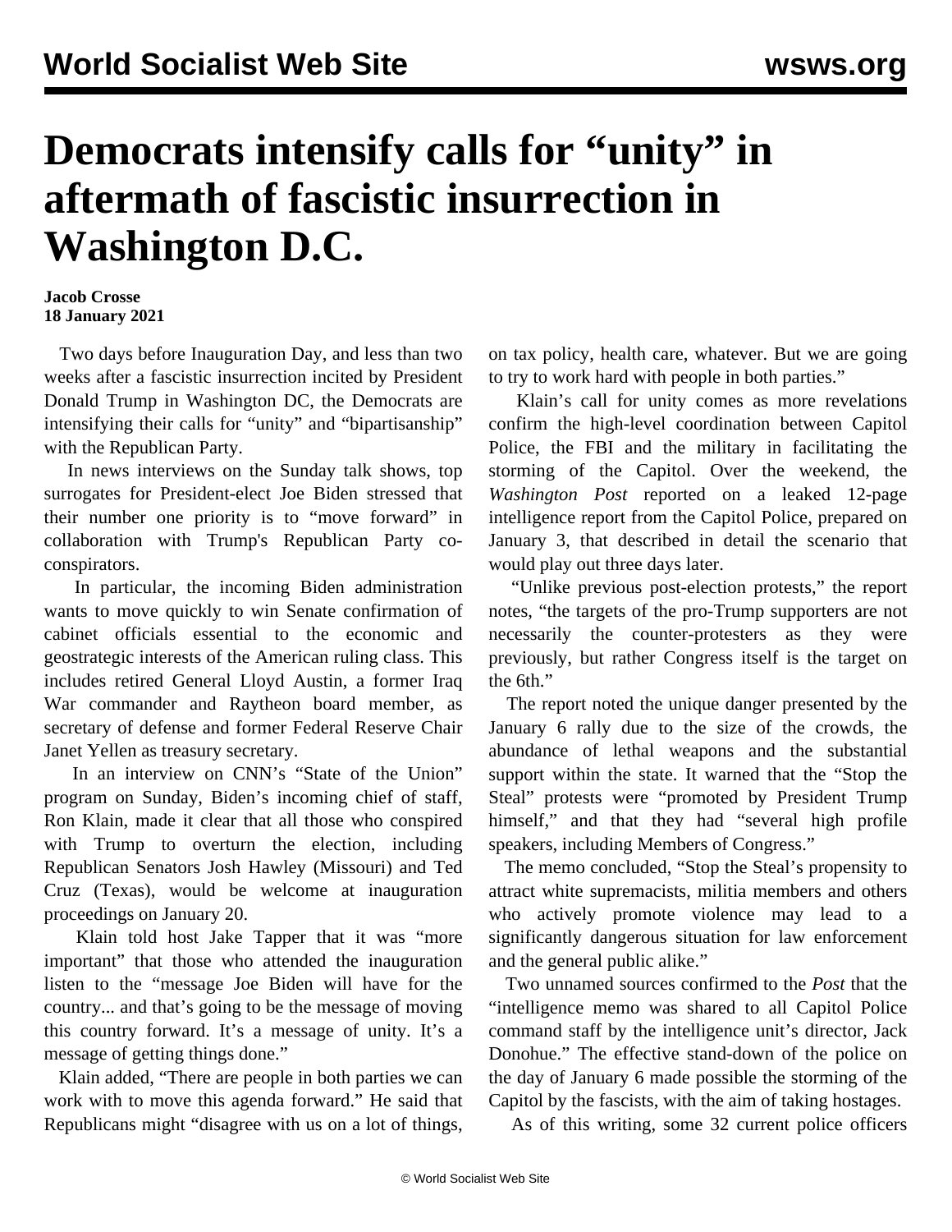# Democrats intensify calls for "unity" in aftermath of fascistic insurrection in Washington D.C.

**Jacob Crosse**
**18 January 2021**

Two days before Inauguration Day, and less than two weeks after a fascistic insurrection incited by President Donald Trump in Washington DC, the Democrats are intensifying their calls for "unity" and "bipartisanship" with the Republican Party.

In news interviews on the Sunday talk shows, top surrogates for President-elect Joe Biden stressed that their number one priority is to "move forward" in collaboration with Trump's Republican Party co-conspirators.

In particular, the incoming Biden administration wants to move quickly to win Senate confirmation of cabinet officials essential to the economic and geostrategic interests of the American ruling class. This includes retired General Lloyd Austin, a former Iraq War commander and Raytheon board member, as secretary of defense and former Federal Reserve Chair Janet Yellen as treasury secretary.

In an interview on CNN's "State of the Union" program on Sunday, Biden's incoming chief of staff, Ron Klain, made it clear that all those who conspired with Trump to overturn the election, including Republican Senators Josh Hawley (Missouri) and Ted Cruz (Texas), would be welcome at inauguration proceedings on January 20.

Klain told host Jake Tapper that it was "more important" that those who attended the inauguration listen to the "message Joe Biden will have for the country... and that's going to be the message of moving this country forward. It's a message of unity. It's a message of getting things done."

Klain added, "There are people in both parties we can work with to move this agenda forward." He said that Republicans might "disagree with us on a lot of things, on tax policy, health care, whatever. But we are going to try to work hard with people in both parties."

Klain's call for unity comes as more revelations confirm the high-level coordination between Capitol Police, the FBI and the military in facilitating the storming of the Capitol. Over the weekend, the *Washington Post* reported on a leaked 12-page intelligence report from the Capitol Police, prepared on January 3, that described in detail the scenario that would play out three days later.

"Unlike previous post-election protests," the report notes, "the targets of the pro-Trump supporters are not necessarily the counter-protesters as they were previously, but rather Congress itself is the target on the 6th."

The report noted the unique danger presented by the January 6 rally due to the size of the crowds, the abundance of lethal weapons and the substantial support within the state. It warned that the "Stop the Steal" protests were "promoted by President Trump himself," and that they had "several high profile speakers, including Members of Congress."

The memo concluded, "Stop the Steal's propensity to attract white supremacists, militia members and others who actively promote violence may lead to a significantly dangerous situation for law enforcement and the general public alike."

Two unnamed sources confirmed to the *Post* that the "intelligence memo was shared to all Capitol Police command staff by the intelligence unit's director, Jack Donohue." The effective stand-down of the police on the day of January 6 made possible the storming of the Capitol by the fascists, with the aim of taking hostages.

As of this writing, some 32 current police officers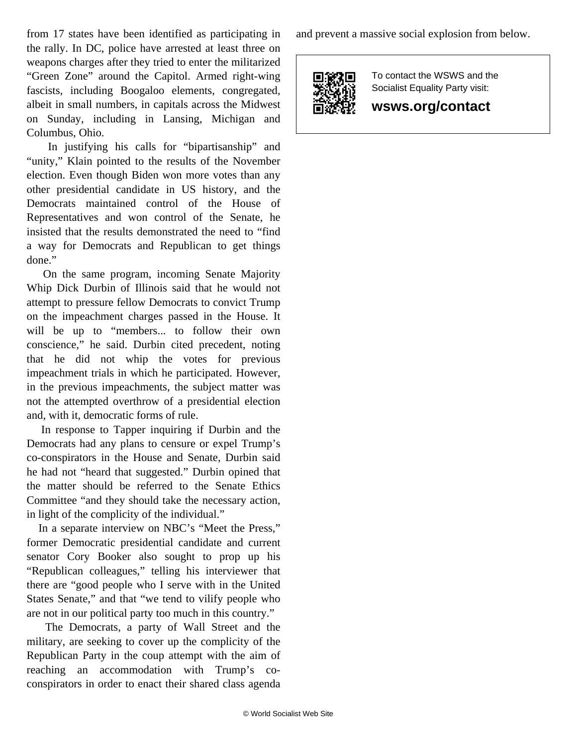from 17 states have been identified as participating in the rally. In DC, police have arrested at least three on weapons charges after they tried to enter the militarized "Green Zone" around the Capitol. Armed right-wing fascists, including Boogaloo elements, congregated, albeit in small numbers, in capitals across the Midwest on Sunday, including in Lansing, Michigan and Columbus, Ohio.

In justifying his calls for "bipartisanship" and "unity," Klain pointed to the results of the November election. Even though Biden won more votes than any other presidential candidate in US history, and the Democrats maintained control of the House of Representatives and won control of the Senate, he insisted that the results demonstrated the need to "find a way for Democrats and Republican to get things done."

On the same program, incoming Senate Majority Whip Dick Durbin of Illinois said that he would not attempt to pressure fellow Democrats to convict Trump on the impeachment charges passed in the House. It will be up to "members... to follow their own conscience," he said. Durbin cited precedent, noting that he did not whip the votes for previous impeachment trials in which he participated. However, in the previous impeachments, the subject matter was not the attempted overthrow of a presidential election and, with it, democratic forms of rule.

In response to Tapper inquiring if Durbin and the Democrats had any plans to censure or expel Trump's co-conspirators in the House and Senate, Durbin said he had not "heard that suggested." Durbin opined that the matter should be referred to the Senate Ethics Committee "and they should take the necessary action, in light of the complicity of the individual."

In a separate interview on NBC's "Meet the Press," former Democratic presidential candidate and current senator Cory Booker also sought to prop up his "Republican colleagues," telling his interviewer that there are "good people who I serve with in the United States Senate," and that "we tend to vilify people who are not in our political party too much in this country."

The Democrats, a party of Wall Street and the military, are seeking to cover up the complicity of the Republican Party in the coup attempt with the aim of reaching an accommodation with Trump's co-conspirators in order to enact their shared class agenda and prevent a massive social explosion from below.

To contact the WSWS and the Socialist Equality Party visit:

**wsws.org/contact**